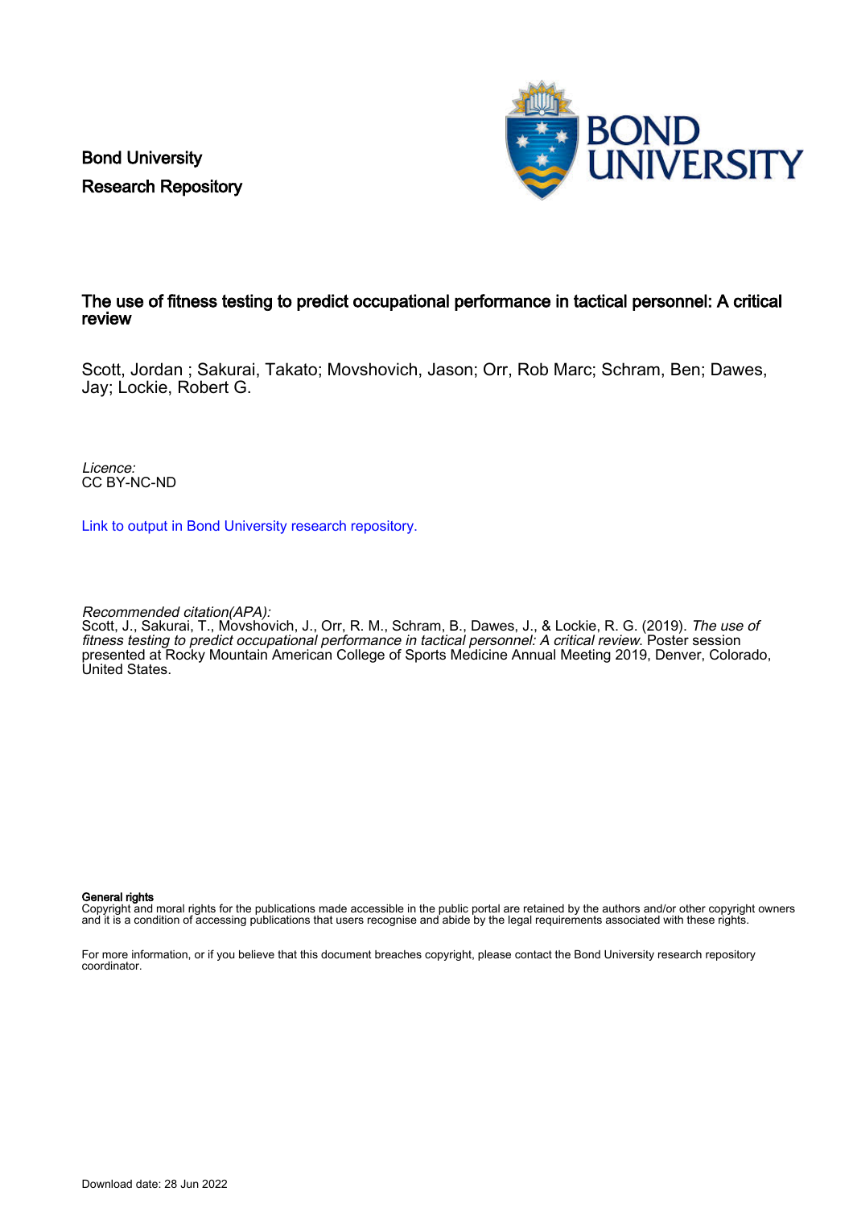Bond University
Research Repository

# The use of fitness testing to predict occupational performance in tactical personnel: A critical review

Scott, Jordan ; Sakurai, Takato; Movshovich, Jason; Orr, Rob Marc; Schram, Ben; Dawes, Jay; Lockie, Robert G.

*Licence:*
CC BY-NC-ND

Link to output in Bond University research repository.

*Recommended citation(APA):*
Scott, J., Sakurai, T., Movshovich, J., Orr, R. M., Schram, B., Dawes, J., & Lockie, R. G. (2019). *The use of fitness testing to predict occupational performance in tactical personnel: A critical review.* Poster session presented at Rocky Mountain American College of Sports Medicine Annual Meeting 2019, Denver, Colorado, United States.

**General rights**
Copyright and moral rights for the publications made accessible in the public portal are retained by the authors and/or other copyright owners and it is a condition of accessing publications that users recognise and abide by the legal requirements associated with these rights.

For more information, or if you believe that this document breaches copyright, please contact the Bond University research repository coordinator.

Download date: 28 Jun 2022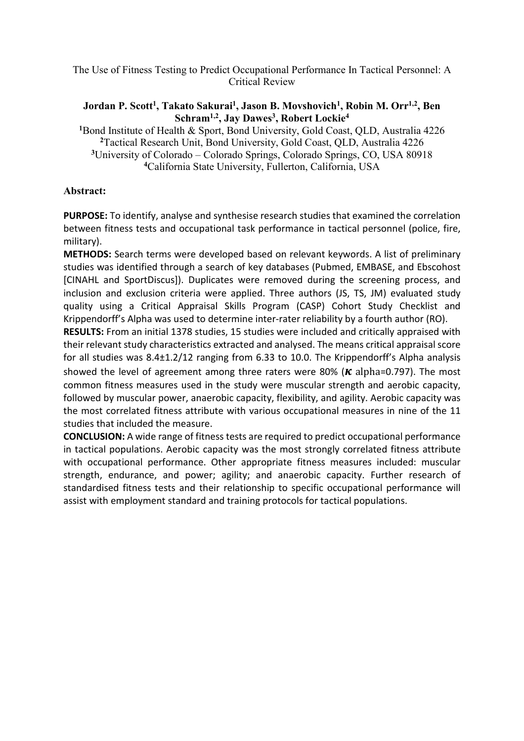The Use of Fitness Testing to Predict Occupational Performance In Tactical Personnel: A Critical Review

**Jordan P. Scott[1], Takato Sakurai[1], Jason B. Movshovich[1], Robin M. Orr[1,2], Ben Schram[1,2], Jay Dawes[3], Robert Lockie[4]**

[1]Bond Institute of Health & Sport, Bond University, Gold Coast, QLD, Australia 4226
[2]Tactical Research Unit, Bond University, Gold Coast, QLD, Australia 4226
[3]University of Colorado – Colorado Springs, Colorado Springs, CO, USA 80918
[4]California State University, Fullerton, California, USA

**Abstract:**

**PURPOSE:** To identify, analyse and synthesise research studies that examined the correlation between fitness tests and occupational task performance in tactical personnel (police, fire, military).

**METHODS:** Search terms were developed based on relevant keywords. A list of preliminary studies was identified through a search of key databases (Pubmed, EMBASE, and Ebscohost [CINAHL and SportDiscus]). Duplicates were removed during the screening process, and inclusion and exclusion criteria were applied. Three authors (JS, TS, JM) evaluated study quality using a Critical Appraisal Skills Program (CASP) Cohort Study Checklist and Krippendorff's Alpha was used to determine inter-rater reliability by a fourth author (RO).

**RESULTS:** From an initial 1378 studies, 15 studies were included and critically appraised with their relevant study characteristics extracted and analysed. The means critical appraisal score for all studies was 8.4±1.2/12 ranging from 6.33 to 10.0. The Krippendorff's Alpha analysis showed the level of agreement among three raters were 80% ($\kappa$ alpha=0.797). The most common fitness measures used in the study were muscular strength and aerobic capacity, followed by muscular power, anaerobic capacity, flexibility, and agility. Aerobic capacity was the most correlated fitness attribute with various occupational measures in nine of the 11 studies that included the measure.

**CONCLUSION:** A wide range of fitness tests are required to predict occupational performance in tactical populations. Aerobic capacity was the most strongly correlated fitness attribute with occupational performance. Other appropriate fitness measures included: muscular strength, endurance, and power; agility; and anaerobic capacity. Further research of standardised fitness tests and their relationship to specific occupational performance will assist with employment standard and training protocols for tactical populations.